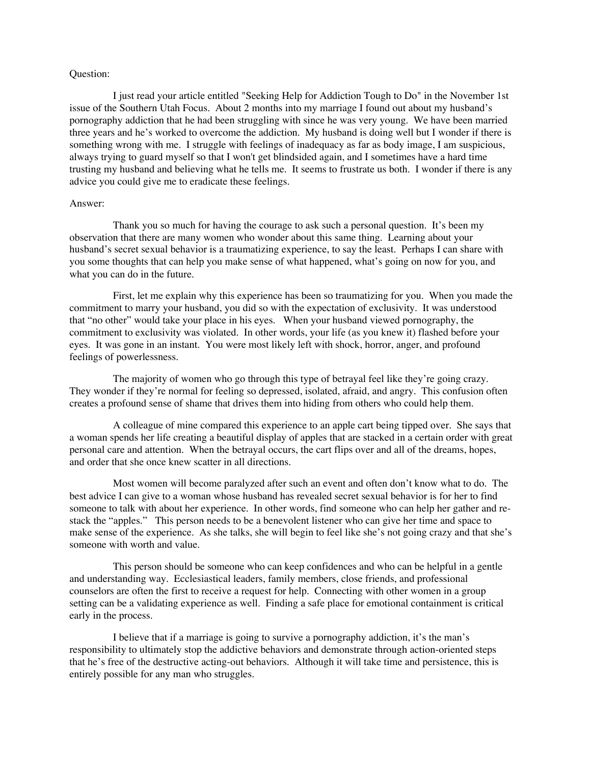Question:

I just read your article entitled "Seeking Help for Addiction Tough to Do" in the November 1st issue of the Southern Utah Focus. About 2 months into my marriage I found out about my husband's pornography addiction that he had been struggling with since he was very young. We have been married three years and he's worked to overcome the addiction. My husband is doing well but I wonder if there is something wrong with me. I struggle with feelings of inadequacy as far as body image, I am suspicious, always trying to guard myself so that I won't get blindsided again, and I sometimes have a hard time trusting my husband and believing what he tells me. It seems to frustrate us both. I wonder if there is any advice you could give me to eradicate these feelings.

Answer:

Thank you so much for having the courage to ask such a personal question. It's been my observation that there are many women who wonder about this same thing. Learning about your husband's secret sexual behavior is a traumatizing experience, to say the least. Perhaps I can share with you some thoughts that can help you make sense of what happened, what's going on now for you, and what you can do in the future.

First, let me explain why this experience has been so traumatizing for you. When you made the commitment to marry your husband, you did so with the expectation of exclusivity. It was understood that "no other" would take your place in his eyes. When your husband viewed pornography, the commitment to exclusivity was violated. In other words, your life (as you knew it) flashed before your eyes. It was gone in an instant. You were most likely left with shock, horror, anger, and profound feelings of powerlessness.

The majority of women who go through this type of betrayal feel like they're going crazy. They wonder if they're normal for feeling so depressed, isolated, afraid, and angry. This confusion often creates a profound sense of shame that drives them into hiding from others who could help them.

A colleague of mine compared this experience to an apple cart being tipped over. She says that a woman spends her life creating a beautiful display of apples that are stacked in a certain order with great personal care and attention. When the betrayal occurs, the cart flips over and all of the dreams, hopes, and order that she once knew scatter in all directions.

Most women will become paralyzed after such an event and often don't know what to do. The best advice I can give to a woman whose husband has revealed secret sexual behavior is for her to find someone to talk with about her experience. In other words, find someone who can help her gather and re-stack the "apples." This person needs to be a benevolent listener who can give her time and space to make sense of the experience. As she talks, she will begin to feel like she's not going crazy and that she's someone with worth and value.

This person should be someone who can keep confidences and who can be helpful in a gentle and understanding way. Ecclesiastical leaders, family members, close friends, and professional counselors are often the first to receive a request for help. Connecting with other women in a group setting can be a validating experience as well. Finding a safe place for emotional containment is critical early in the process.

I believe that if a marriage is going to survive a pornography addiction, it's the man's responsibility to ultimately stop the addictive behaviors and demonstrate through action-oriented steps that he's free of the destructive acting-out behaviors. Although it will take time and persistence, this is entirely possible for any man who struggles.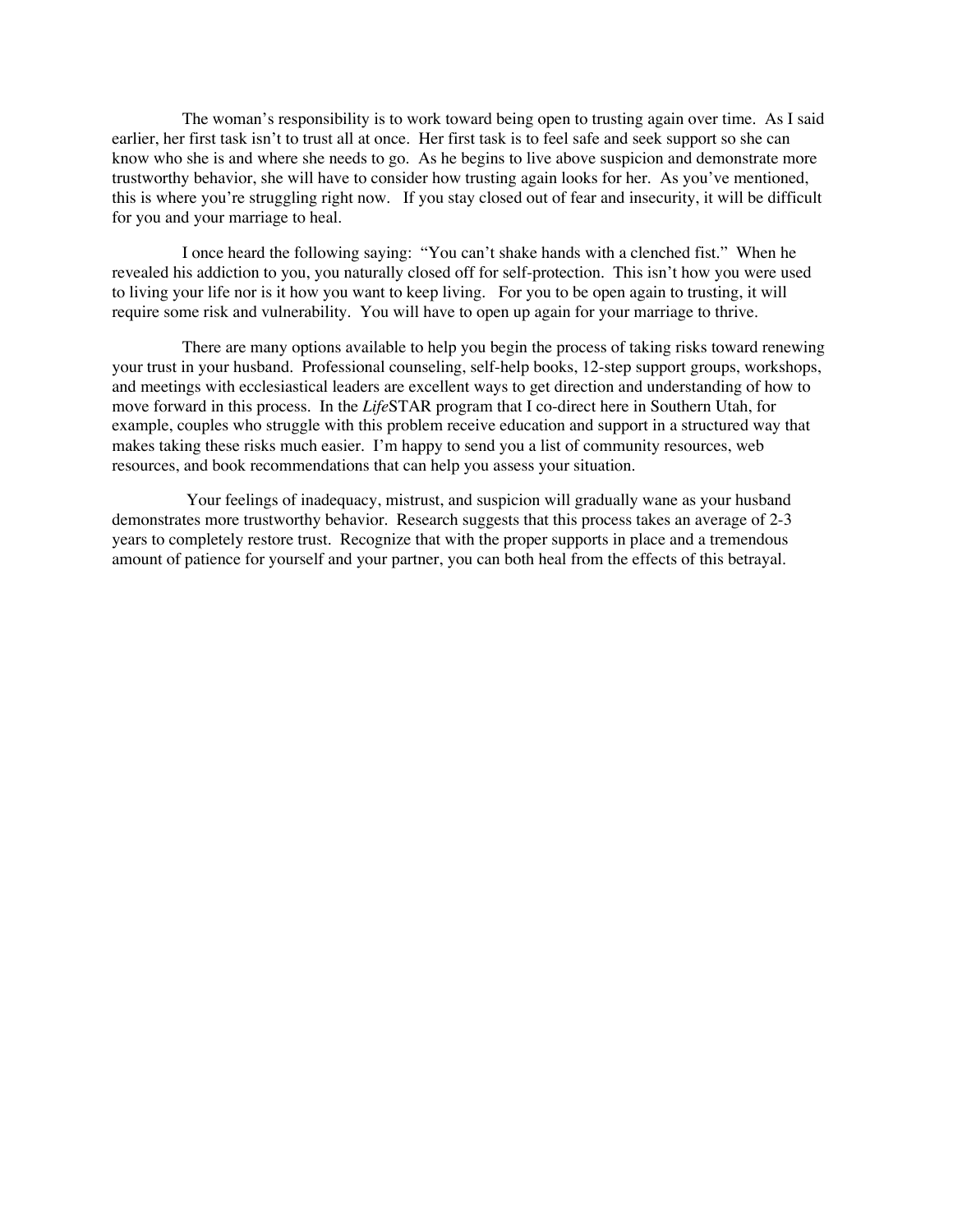The woman's responsibility is to work toward being open to trusting again over time. As I said earlier, her first task isn't to trust all at once. Her first task is to feel safe and seek support so she can know who she is and where she needs to go. As he begins to live above suspicion and demonstrate more trustworthy behavior, she will have to consider how trusting again looks for her. As you've mentioned, this is where you're struggling right now. If you stay closed out of fear and insecurity, it will be difficult for you and your marriage to heal.

I once heard the following saying: "You can't shake hands with a clenched fist." When he revealed his addiction to you, you naturally closed off for self-protection. This isn't how you were used to living your life nor is it how you want to keep living. For you to be open again to trusting, it will require some risk and vulnerability. You will have to open up again for your marriage to thrive.

There are many options available to help you begin the process of taking risks toward renewing your trust in your husband. Professional counseling, self-help books, 12-step support groups, workshops, and meetings with ecclesiastical leaders are excellent ways to get direction and understanding of how to move forward in this process. In the *Life*STAR program that I co-direct here in Southern Utah, for example, couples who struggle with this problem receive education and support in a structured way that makes taking these risks much easier. I'm happy to send you a list of community resources, web resources, and book recommendations that can help you assess your situation.

Your feelings of inadequacy, mistrust, and suspicion will gradually wane as your husband demonstrates more trustworthy behavior. Research suggests that this process takes an average of 2-3 years to completely restore trust. Recognize that with the proper supports in place and a tremendous amount of patience for yourself and your partner, you can both heal from the effects of this betrayal.